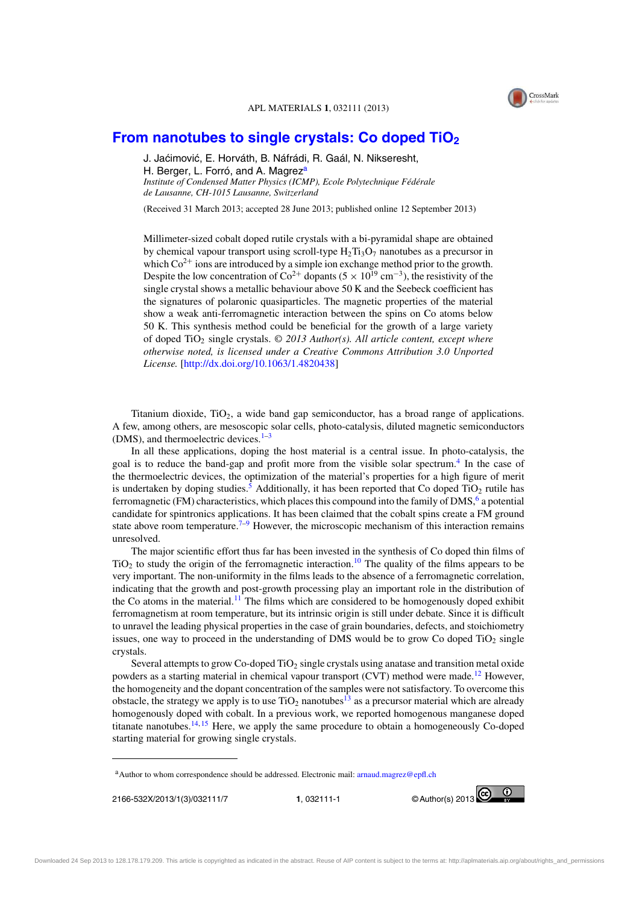# From nanotubes to single crystals: Co doped $TiO_2$

J. Jaćimović, E. Horváth, B. Náfrádi, R. Gaál, N. Nikseresht, H. Berger, L. Forró, and A. Magrez[a]

*Institute of Condensed Matter Physics (ICMP), Ecole Polytechnique Fédérale de Lausanne, CH-1015 Lausanne, Switzerland*

(Received 31 March 2013; accepted 28 June 2013; published online 12 September 2013)

Millimeter-sized cobalt doped rutile crystals with a bi-pyramidal shape are obtained by chemical vapour transport using scroll-type $H_2Ti_3O_7$ nanotubes as a precursor in which $Co^{2+}$ ions are introduced by a simple ion exchange method prior to the growth. Despite the low concentration of $Co^{2+}$ dopants ($5 \times 10^{19}$ cm$^{-3}$), the resistivity of the single crystal shows a metallic behaviour above 50 K and the Seebeck coefficient has the signatures of polaronic quasiparticles. The magnetic properties of the material show a weak anti-ferromagnetic interaction between the spins on Co atoms below 50 K. This synthesis method could be beneficial for the growth of a large variety of doped $TiO_2$ single crystals. *© 2013 Author(s). All article content, except where otherwise noted, is licensed under a Creative Commons Attribution 3.0 Unported License.* [http://dx.doi.org/10.1063/1.4820438]

Titanium dioxide, $TiO_2$, a wide band gap semiconductor, has a broad range of applications. A few, among others, are mesoscopic solar cells, photo-catalysis, diluted magnetic semiconductors (DMS), and thermoelectric devices.[1–3]

In all these applications, doping the host material is a central issue. In photo-catalysis, the goal is to reduce the band-gap and profit more from the visible solar spectrum.[4] In the case of the thermoelectric devices, the optimization of the material's properties for a high figure of merit is undertaken by doping studies.[5] Additionally, it has been reported that Co doped $TiO_2$ rutile has ferromagnetic (FM) characteristics, which places this compound into the family of DMS,[6] a potential candidate for spintronics applications. It has been claimed that the cobalt spins create a FM ground state above room temperature.[7–9] However, the microscopic mechanism of this interaction remains unresolved.

The major scientific effort thus far has been invested in the synthesis of Co doped thin films of $TiO_2$ to study the origin of the ferromagnetic interaction.[10] The quality of the films appears to be very important. The non-uniformity in the films leads to the absence of a ferromagnetic correlation, indicating that the growth and post-growth processing play an important role in the distribution of the Co atoms in the material.[11] The films which are considered to be homogenously doped exhibit ferromagnetism at room temperature, but its intrinsic origin is still under debate. Since it is difficult to unravel the leading physical properties in the case of grain boundaries, defects, and stoichiometry issues, one way to proceed in the understanding of DMS would be to grow Co doped $TiO_2$ single crystals.

Several attempts to grow Co-doped $TiO_2$ single crystals using anatase and transition metal oxide powders as a starting material in chemical vapour transport (CVT) method were made.[12] However, the homogeneity and the dopant concentration of the samples were not satisfactory. To overcome this obstacle, the strategy we apply is to use $TiO_2$ nanotubes[13] as a precursor material which are already homogenously doped with cobalt. In a previous work, we reported homogenous manganese doped titanate nanotubes.[14,15] Here, we apply the same procedure to obtain a homogeneously Co-doped starting material for growing single crystals.

---

[a]Author to whom correspondence should be addressed. Electronic mail: arnaud.magrez@epfl.ch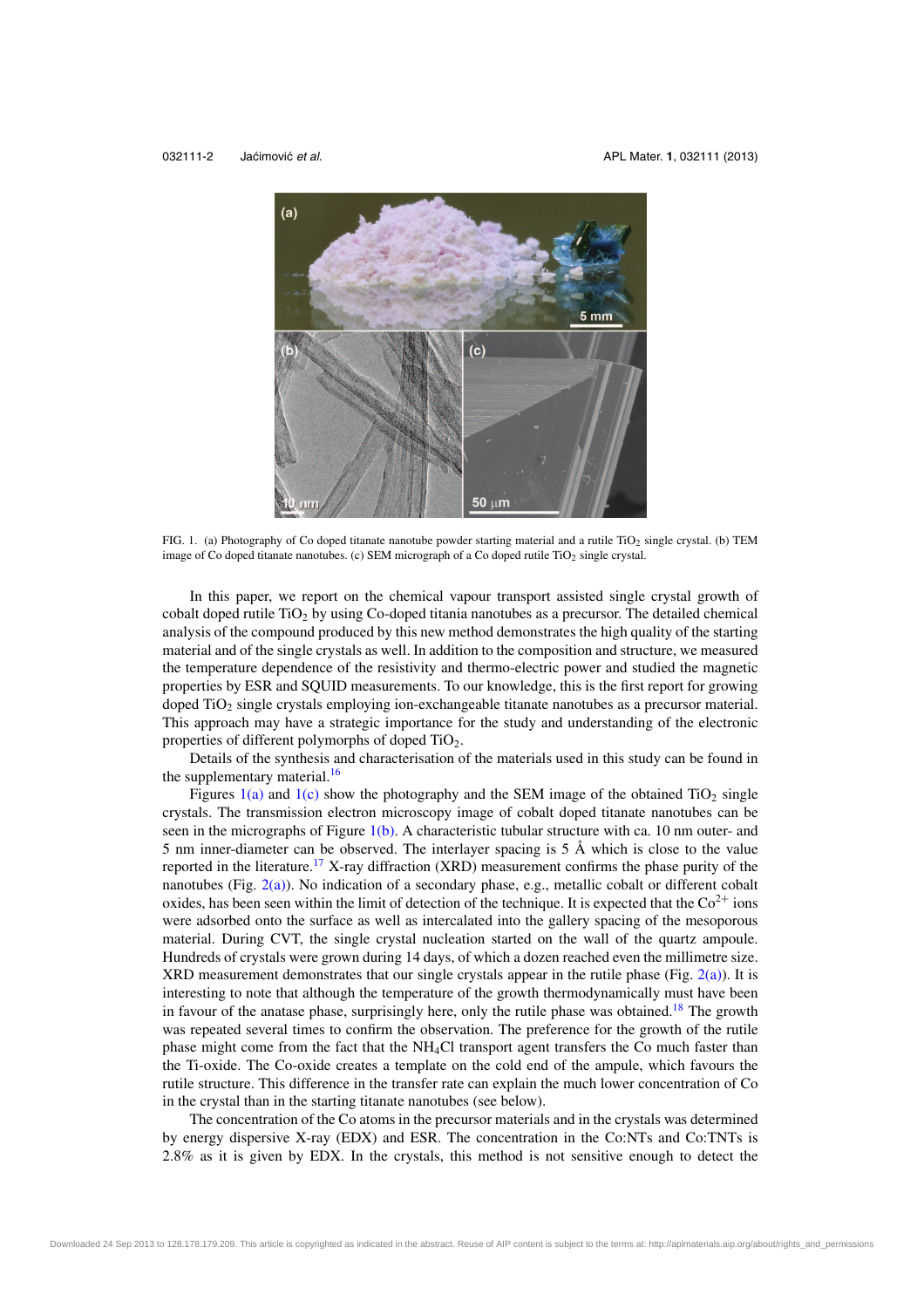FIG. 1. (a) Photography of Co doped titanate nanotube powder starting material and a rutile $TiO_2$ single crystal. (b) TEM image of Co doped titanate nanotubes. (c) SEM micrograph of a Co doped rutile $TiO_2$ single crystal.

In this paper, we report on the chemical vapour transport assisted single crystal growth of cobalt doped rutile $TiO_2$ by using Co-doped titania nanotubes as a precursor. The detailed chemical analysis of the compound produced by this new method demonstrates the high quality of the starting material and of the single crystals as well. In addition to the composition and structure, we measured the temperature dependence of the resistivity and thermo-electric power and studied the magnetic properties by ESR and SQUID measurements. To our knowledge, this is the first report for growing doped $TiO_2$ single crystals employing ion-exchangeable titanate nanotubes as a precursor material. This approach may have a strategic importance for the study and understanding of the electronic properties of different polymorphs of doped $TiO_2$.

Details of the synthesis and characterisation of the materials used in this study can be found in the supplementary material.[16]

Figures 1(a) and 1(c) show the photography and the SEM image of the obtained $TiO_2$ single crystals. The transmission electron microscopy image of cobalt doped titanate nanotubes can be seen in the micrographs of Figure 1(b). A characteristic tubular structure with ca. 10 nm outer- and 5 nm inner-diameter can be observed. The interlayer spacing is 5 Å which is close to the value reported in the literature.[17] X-ray diffraction (XRD) measurement confirms the phase purity of the nanotubes (Fig. 2(a)). No indication of a secondary phase, e.g., metallic cobalt or different cobalt oxides, has been seen within the limit of detection of the technique. It is expected that the $Co^{2+}$ ions were adsorbed onto the surface as well as intercalated into the gallery spacing of the mesoporous material. During CVT, the single crystal nucleation started on the wall of the quartz ampoule. Hundreds of crystals were grown during 14 days, of which a dozen reached even the millimetre size. XRD measurement demonstrates that our single crystals appear in the rutile phase (Fig. 2(a)). It is interesting to note that although the temperature of the growth thermodynamically must have been in favour of the anatase phase, surprisingly here, only the rutile phase was obtained.[18] The growth was repeated several times to confirm the observation. The preference for the growth of the rutile phase might come from the fact that the $NH_4Cl$ transport agent transfers the Co much faster than the Ti-oxide. The Co-oxide creates a template on the cold end of the ampule, which favours the rutile structure. This difference in the transfer rate can explain the much lower concentration of Co in the crystal than in the starting titanate nanotubes (see below).

The concentration of the Co atoms in the precursor materials and in the crystals was determined by energy dispersive X-ray (EDX) and ESR. The concentration in the Co:NTs and Co:TNTs is 2.8% as it is given by EDX. In the crystals, this method is not sensitive enough to detect the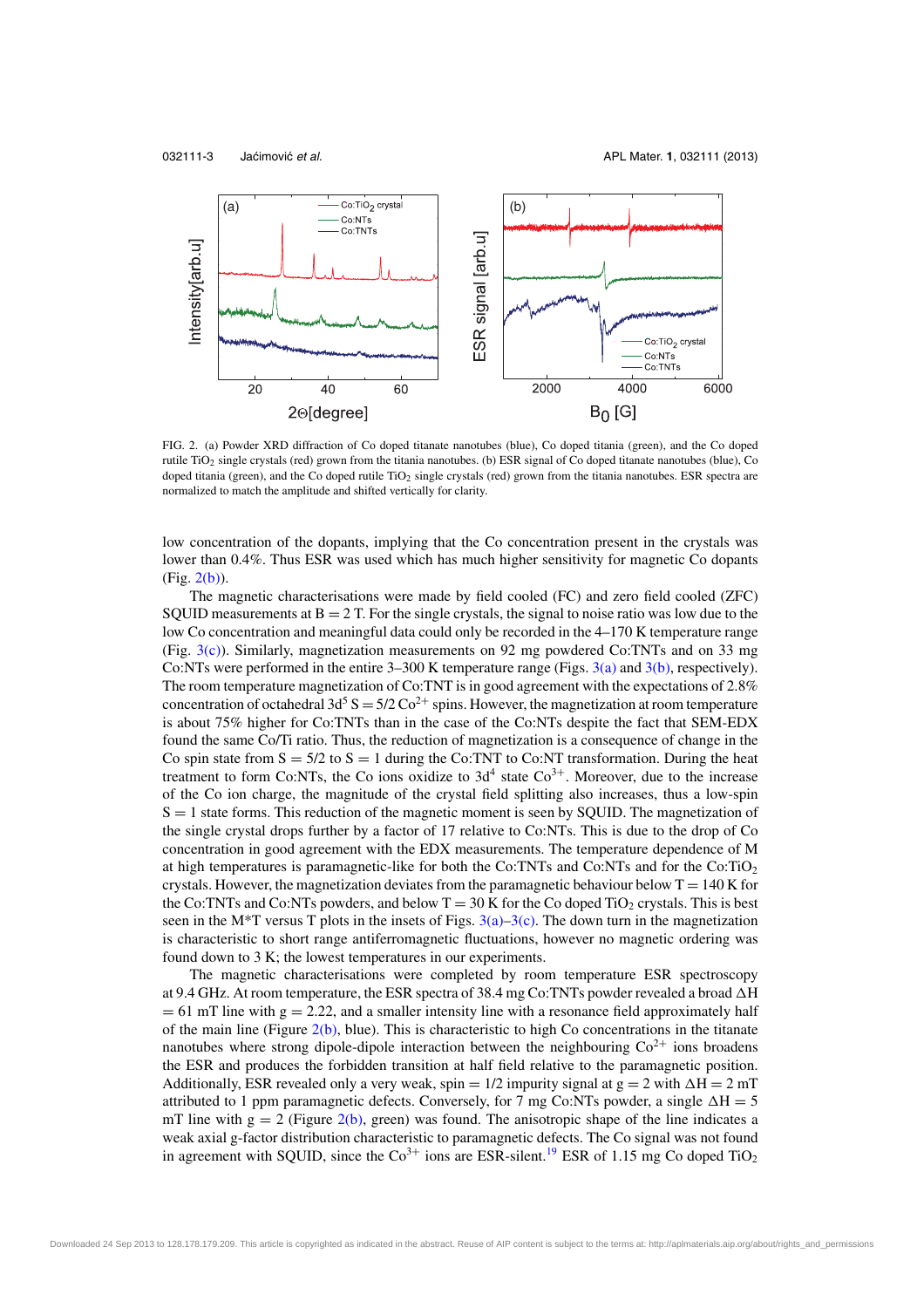FIG. 2. (a) Powder XRD diffraction of Co doped titanate nanotubes (blue), Co doped titania (green), and the Co doped rutile $TiO_2$ single crystals (red) grown from the titania nanotubes. (b) ESR signal of Co doped titanate nanotubes (blue), Co doped titania (green), and the Co doped rutile $TiO_2$ single crystals (red) grown from the titania nanotubes. ESR spectra are normalized to match the amplitude and shifted vertically for clarity.

low concentration of the dopants, implying that the Co concentration present in the crystals was lower than 0.4%. Thus ESR was used which has much higher sensitivity for magnetic Co dopants (Fig. 2(b)).

The magnetic characterisations were made by field cooled (FC) and zero field cooled (ZFC) SQUID measurements at B = 2 T. For the single crystals, the signal to noise ratio was low due to the low Co concentration and meaningful data could only be recorded in the 4–170 K temperature range (Fig. 3(c)). Similarly, magnetization measurements on 92 mg powdered Co:TNTs and on 33 mg Co:NTs were performed in the entire 3–300 K temperature range (Figs. 3(a) and 3(b), respectively). The room temperature magnetization of Co:TNT is in good agreement with the expectations of 2.8% concentration of octahedral $3d^5$ S = 5/2 $Co^{2+}$ spins. However, the magnetization at room temperature is about 75% higher for Co:TNTs than in the case of the Co:NTs despite the fact that SEM-EDX found the same Co/Ti ratio. Thus, the reduction of magnetization is a consequence of change in the Co spin state from S = 5/2 to S = 1 during the Co:TNT to Co:NT transformation. During the heat treatment to form Co:NTs, the Co ions oxidize to $3d^4$ state $Co^{3+}$. Moreover, due to the increase of the Co ion charge, the magnitude of the crystal field splitting also increases, thus a low-spin S = 1 state forms. This reduction of the magnetic moment is seen by SQUID. The magnetization of the single crystal drops further by a factor of 17 relative to Co:NTs. This is due to the drop of Co concentration in good agreement with the EDX measurements. The temperature dependence of M at high temperatures is paramagnetic-like for both the Co:TNTs and Co:NTs and for the Co:$TiO_2$ crystals. However, the magnetization deviates from the paramagnetic behaviour below T = 140 K for the Co:TNTs and Co:NTs powders, and below T = 30 K for the Co doped $TiO_2$ crystals. This is best seen in the M*T versus T plots in the insets of Figs. 3(a)–3(c). The down turn in the magnetization is characteristic to short range antiferromagnetic fluctuations, however no magnetic ordering was found down to 3 K; the lowest temperatures in our experiments.

The magnetic characterisations were completed by room temperature ESR spectroscopy at 9.4 GHz. At room temperature, the ESR spectra of 38.4 mg Co:TNTs powder revealed a broad $\Delta H$ = 61 mT line with g = 2.22, and a smaller intensity line with a resonance field approximately half of the main line (Figure 2(b), blue). This is characteristic to high Co concentrations in the titanate nanotubes where strong dipole-dipole interaction between the neighbouring $Co^{2+}$ ions broadens the ESR and produces the forbidden transition at half field relative to the paramagnetic position. Additionally, ESR revealed only a very weak, spin = 1/2 impurity signal at g = 2 with $\Delta H$ = 2 mT attributed to 1 ppm paramagnetic defects. Conversely, for 7 mg Co:NTs powder, a single $\Delta H$ = 5 mT line with g = 2 (Figure 2(b), green) was found. The anisotropic shape of the line indicates a weak axial g-factor distribution characteristic to paramagnetic defects. The Co signal was not found in agreement with SQUID, since the $Co^{3+}$ ions are ESR-silent.[19] ESR of 1.15 mg Co doped $TiO_2$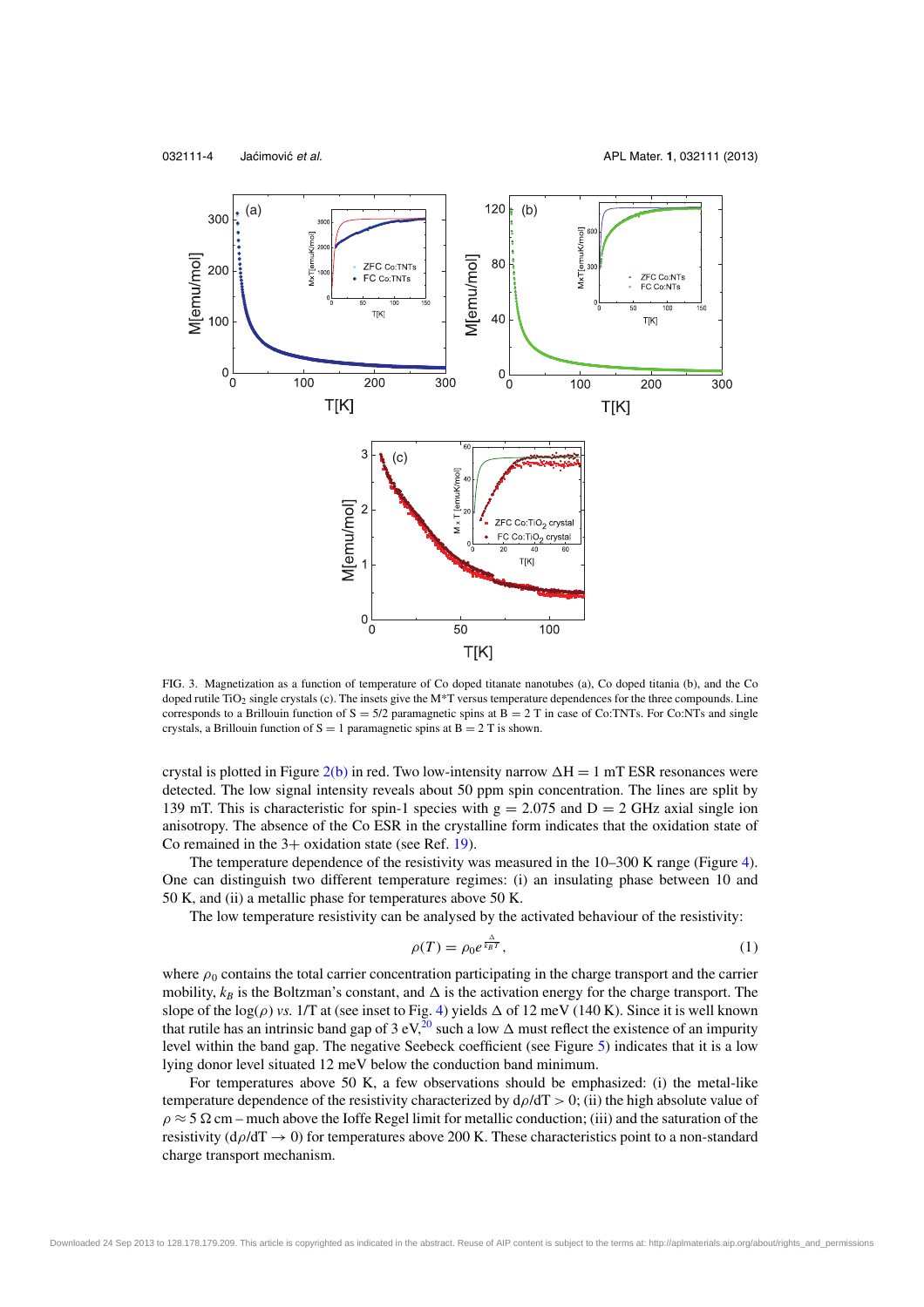FIG. 3. Magnetization as a function of temperature of Co doped titanate nanotubes (a), Co doped titania (b), and the Co doped rutile $TiO_2$ single crystals (c). The insets give the M*T versus temperature dependences for the three compounds. Line corresponds to a Brillouin function of S = 5/2 paramagnetic spins at B = 2 T in case of Co:TNTs. For Co:NTs and single crystals, a Brillouin function of S = 1 paramagnetic spins at B = 2 T is shown.

crystal is plotted in Figure 2(b) in red. Two low-intensity narrow $\Delta H = 1$ mT ESR resonances were detected. The low signal intensity reveals about 50 ppm spin concentration. The lines are split by 139 mT. This is characteristic for spin-1 species with g = 2.075 and D = 2 GHz axial single ion anisotropy. The absence of the Co ESR in the crystalline form indicates that the oxidation state of Co remained in the 3+ oxidation state (see Ref. 19).

The temperature dependence of the resistivity was measured in the 10–300 K range (Figure 4). One can distinguish two different temperature regimes: (i) an insulating phase between 10 and 50 K, and (ii) a metallic phase for temperatures above 50 K.

The low temperature resistivity can be analysed by the activated behaviour of the resistivity:

$$\rho(T) = \rho_0 e^{\frac{\Delta}{k_B T}}, \tag{1}$$

where $\rho_0$ contains the total carrier concentration participating in the charge transport and the carrier mobility, $k_B$ is the Boltzman's constant, and $\Delta$ is the activation energy for the charge transport. The slope of the log($\rho$) *vs.* 1/T at (see inset to Fig. 4) yields $\Delta$ of 12 meV (140 K). Since it is well known that rutile has an intrinsic band gap of 3 eV,[20] such a low $\Delta$ must reflect the existence of an impurity level within the band gap. The negative Seebeck coefficient (see Figure 5) indicates that it is a low lying donor level situated 12 meV below the conduction band minimum.

For temperatures above 50 K, a few observations should be emphasized: (i) the metal-like temperature dependence of the resistivity characterized by $d\rho/dT > 0$; (ii) the high absolute value of $\rho \approx 5\ \Omega$ cm – much above the Ioffe Regel limit for metallic conduction; (iii) and the saturation of the resistivity ($d\rho/dT \to 0$) for temperatures above 200 K. These characteristics point to a non-standard charge transport mechanism.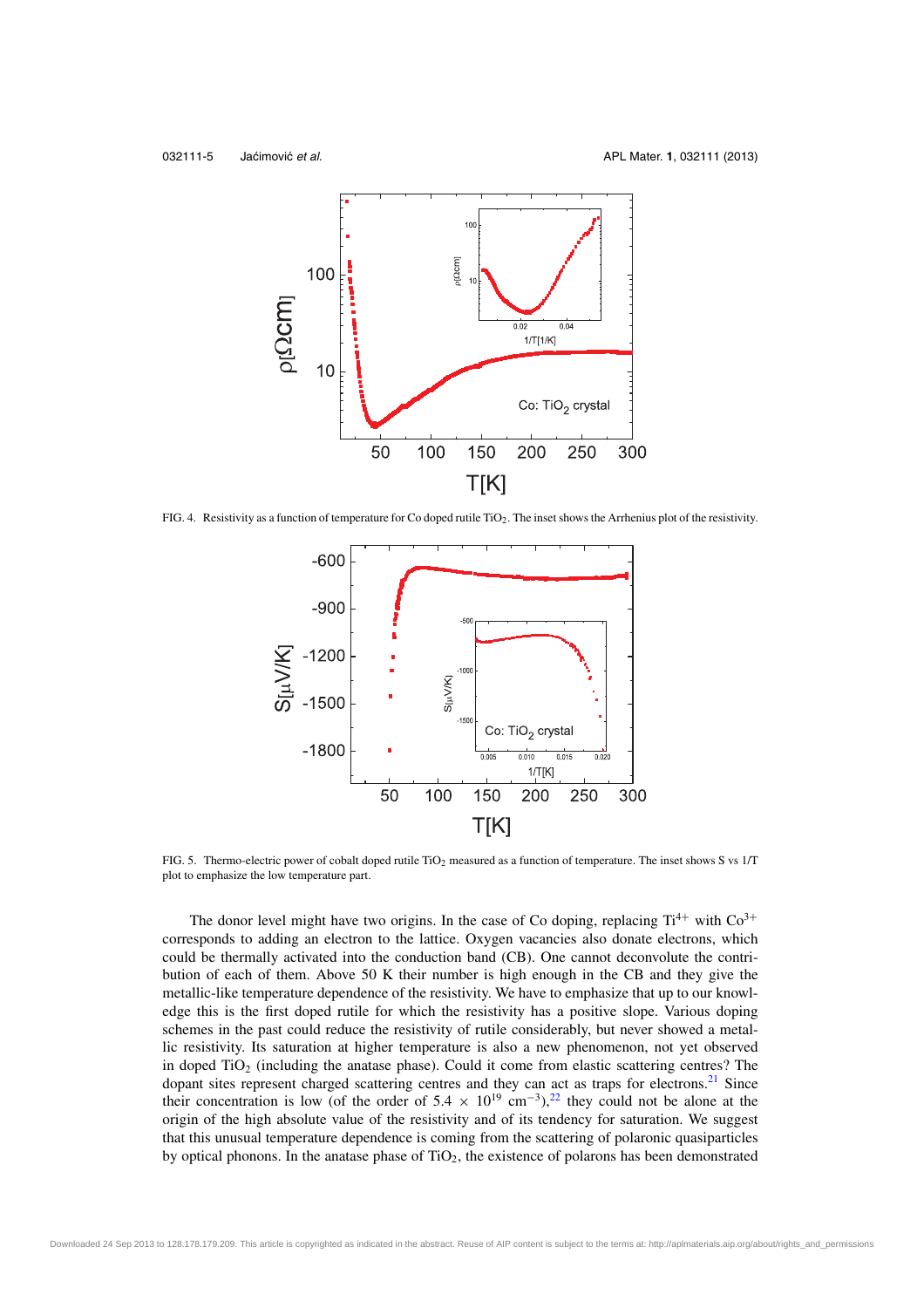FIG. 4. Resistivity as a function of temperature for Co doped rutile $TiO_2$. The inset shows the Arrhenius plot of the resistivity.

FIG. 5. Thermo-electric power of cobalt doped rutile $TiO_2$ measured as a function of temperature. The inset shows S vs 1/T plot to emphasize the low temperature part.

The donor level might have two origins. In the case of Co doping, replacing $Ti^{4+}$ with $Co^{3+}$ corresponds to adding an electron to the lattice. Oxygen vacancies also donate electrons, which could be thermally activated into the conduction band (CB). One cannot deconvolute the contribution of each of them. Above 50 K their number is high enough in the CB and they give the metallic-like temperature dependence of the resistivity. We have to emphasize that up to our knowledge this is the first doped rutile for which the resistivity has a positive slope. Various doping schemes in the past could reduce the resistivity of rutile considerably, but never showed a metallic resistivity. Its saturation at higher temperature is also a new phenomenon, not yet observed in doped $TiO_2$ (including the anatase phase). Could it come from elastic scattering centres? The dopant sites represent charged scattering centres and they can act as traps for electrons.[21] Since their concentration is low (of the order of $5.4 \times 10^{19}$ $cm^{-3}$),[22] they could not be alone at the origin of the high absolute value of the resistivity and of its tendency for saturation. We suggest that this unusual temperature dependence is coming from the scattering of polaronic quasiparticles by optical phonons. In the anatase phase of $TiO_2$, the existence of polarons has been demonstrated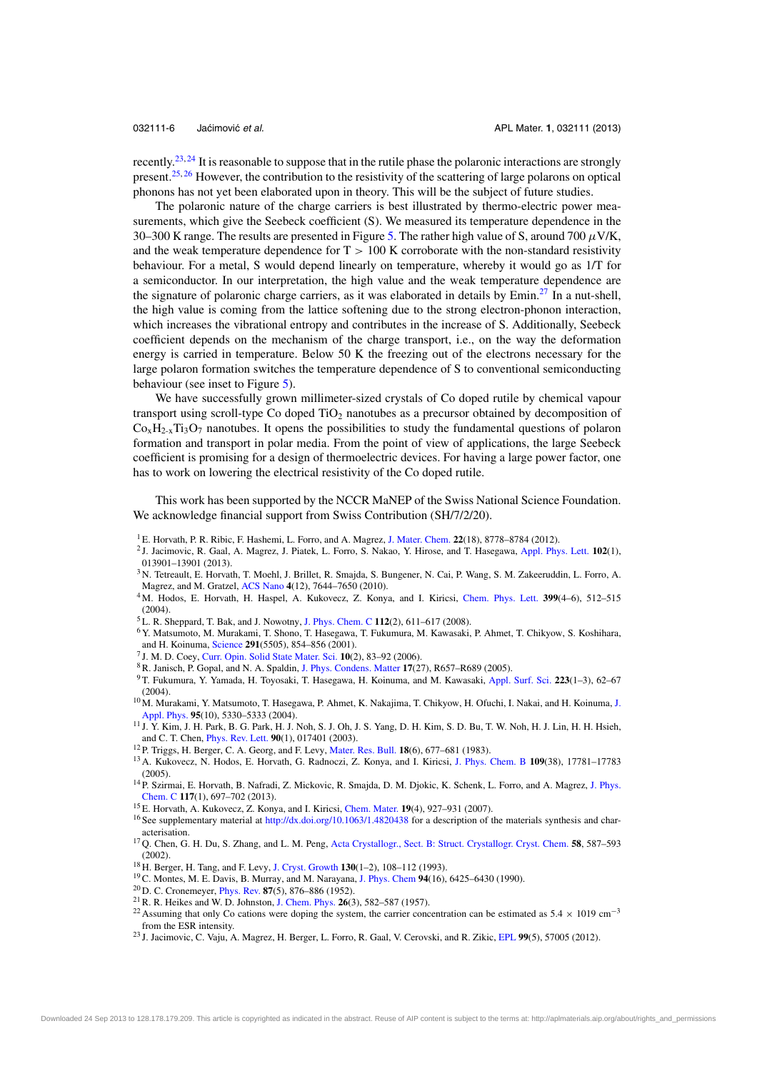recently.[23,24] It is reasonable to suppose that in the rutile phase the polaronic interactions are strongly present.[25,26] However, the contribution to the resistivity of the scattering of large polarons on optical phonons has not yet been elaborated upon in theory. This will be the subject of future studies.

The polaronic nature of the charge carriers is best illustrated by thermo-electric power measurements, which give the Seebeck coefficient (S). We measured its temperature dependence in the 30–300 K range. The results are presented in Figure 5. The rather high value of S, around 700 $\mu$V/K, and the weak temperature dependence for $T > 100$ K corroborate with the non-standard resistivity behaviour. For a metal, S would depend linearly on temperature, whereby it would go as 1/T for a semiconductor. In our interpretation, the high value and the weak temperature dependence are the signature of polaronic charge carriers, as it was elaborated in details by Emin.[27] In a nut-shell, the high value is coming from the lattice softening due to the strong electron-phonon interaction, which increases the vibrational entropy and contributes in the increase of S. Additionally, Seebeck coefficient depends on the mechanism of the charge transport, i.e., on the way the deformation energy is carried in temperature. Below 50 K the freezing out of the electrons necessary for the large polaron formation switches the temperature dependence of S to conventional semiconducting behaviour (see inset to Figure 5).

We have successfully grown millimeter-sized crystals of Co doped rutile by chemical vapour transport using scroll-type Co doped $TiO_2$ nanotubes as a precursor obtained by decomposition of $Co_xH_{2-x}Ti_3O_7$ nanotubes. It opens the possibilities to study the fundamental questions of polaron formation and transport in polar media. From the point of view of applications, the large Seebeck coefficient is promising for a design of thermoelectric devices. For having a large power factor, one has to work on lowering the electrical resistivity of the Co doped rutile.

This work has been supported by the NCCR MaNEP of the Swiss National Science Foundation. We acknowledge financial support from Swiss Contribution (SH/7/2/20).

[1] E. Horvath, P. R. Ribic, F. Hashemi, L. Forro, and A. Magrez, J. Mater. Chem. **22**(18), 8778–8784 (2012).
[2] J. Jacimovic, R. Gaal, A. Magrez, J. Piatek, L. Forro, S. Nakao, Y. Hirose, and T. Hasegawa, Appl. Phys. Lett. **102**(1), 013901–13901 (2013).
[3] N. Tetreault, E. Horvath, T. Moehl, J. Brillet, R. Smajda, S. Bungener, N. Cai, P. Wang, S. M. Zakeeruddin, L. Forro, A. Magrez, and M. Gratzel, ACS Nano **4**(12), 7644–7650 (2010).
[4] M. Hodos, E. Horvath, H. Haspel, A. Kukovecz, Z. Konya, and I. Kiricsi, Chem. Phys. Lett. **399**(4–6), 512–515 (2004).
[5] L. R. Sheppard, T. Bak, and J. Nowotny, J. Phys. Chem. C **112**(2), 611–617 (2008).
[6] Y. Matsumoto, M. Murakami, T. Shono, T. Hasegawa, T. Fukumura, M. Kawasaki, P. Ahmet, T. Chikyow, S. Koshihara, and H. Koinuma, Science **291**(5505), 854–856 (2001).
[7] J. M. D. Coey, Curr. Opin. Solid State Mater. Sci. **10**(2), 83–92 (2006).
[8] R. Janisch, P. Gopal, and N. A. Spaldin, J. Phys. Condens. Matter **17**(27), R657–R689 (2005).
[9] T. Fukumura, Y. Yamada, H. Toyosaki, T. Hasegawa, H. Koinuma, and M. Kawasaki, Appl. Surf. Sci. **223**(1–3), 62–67 (2004).
[10] M. Murakami, Y. Matsumoto, T. Hasegawa, P. Ahmet, K. Nakajima, T. Chikyow, H. Ofuchi, I. Nakai, and H. Koinuma, J. Appl. Phys. **95**(10), 5330–5333 (2004).
[11] J. Y. Kim, J. H. Park, B. G. Park, H. J. Noh, S. J. Oh, J. S. Yang, D. H. Kim, S. D. Bu, T. W. Noh, H. J. Lin, H. H. Hsieh, and C. T. Chen, Phys. Rev. Lett. **90**(1), 017401 (2003).
[12] P. Triggs, H. Berger, C. A. Georg, and F. Levy, Mater. Res. Bull. **18**(6), 677–681 (1983).
[13] A. Kukovecz, N. Hodos, E. Horvath, G. Radnoczi, Z. Konya, and I. Kiricsi, J. Phys. Chem. B **109**(38), 17781–17783 (2005).
[14] P. Szirmai, E. Horvath, B. Nafradi, Z. Mickovic, R. Smajda, D. M. Djokic, K. Schenk, L. Forro, and A. Magrez, J. Phys. Chem. C **117**(1), 697–702 (2013).
[15] E. Horvath, A. Kukovecz, Z. Konya, and I. Kiricsi, Chem. Mater. **19**(4), 927–931 (2007).
[16] See supplementary material at http://dx.doi.org/10.1063/1.4820438 for a description of the materials synthesis and characterisation.
[17] Q. Chen, G. H. Du, S. Zhang, and L. M. Peng, Acta Crystallogr., Sect. B: Struct. Crystallogr. Cryst. Chem. **58**, 587–593 (2002).
[18] H. Berger, H. Tang, and F. Levy, J. Cryst. Growth **130**(1–2), 108–112 (1993).
[19] C. Montes, M. E. Davis, B. Murray, and M. Narayana, J. Phys. Chem **94**(16), 6425–6430 (1990).
[20] D. C. Cronemeyer, Phys. Rev. **87**(5), 876–886 (1952).
[21] R. R. Heikes and W. D. Johnston, J. Chem. Phys. **26**(3), 582–587 (1957).
[22] Assuming that only Co cations were doping the system, the carrier concentration can be estimated as $5.4 \times 1019$ cm$^{-3}$ from the ESR intensity.
[23] J. Jacimovic, C. Vaju, A. Magrez, H. Berger, L. Forro, R. Gaal, V. Cerovski, and R. Zikic, EPL **99**(5), 57005 (2012).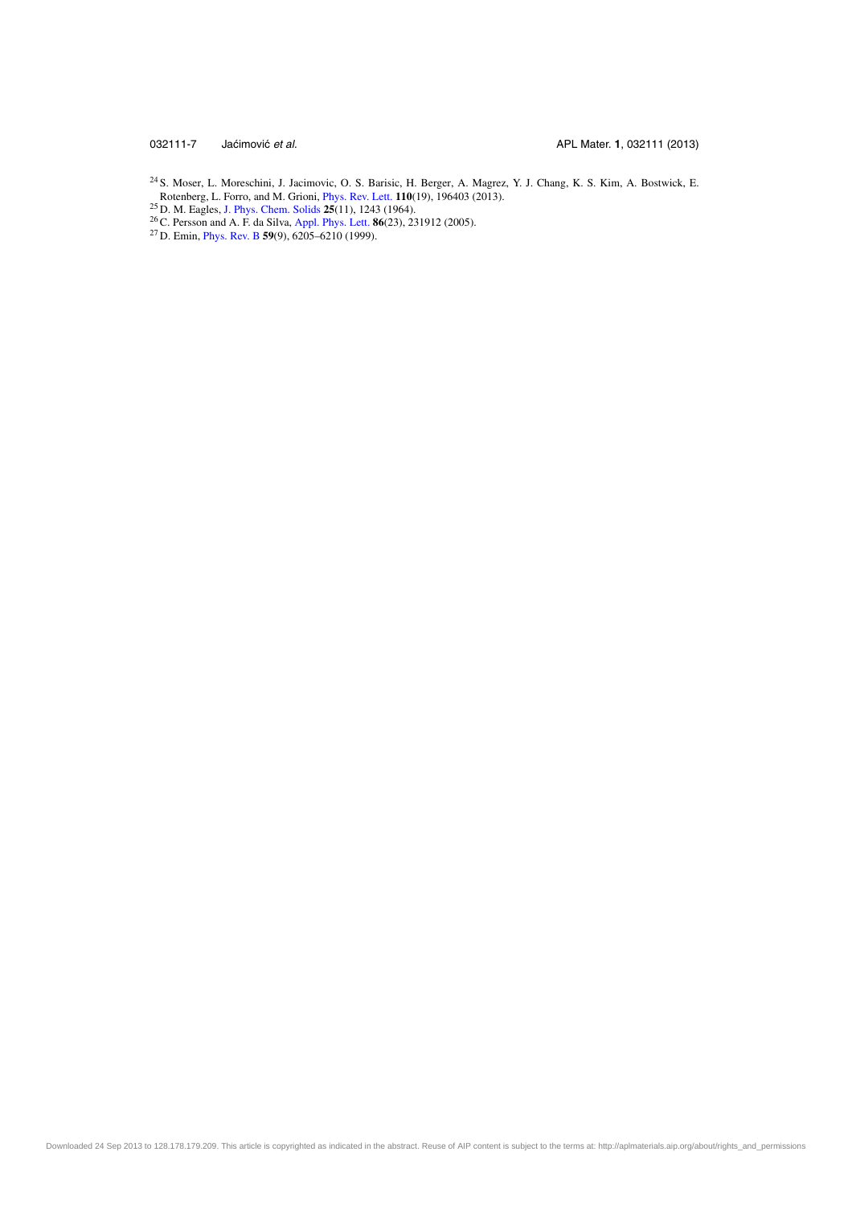[24] S. Moser, L. Moreschini, J. Jacimovic, O. S. Barisic, H. Berger, A. Magrez, Y. J. Chang, K. S. Kim, A. Bostwick, E. Rotenberg, L. Forro, and M. Grioni, Phys. Rev. Lett. **110**(19), 196403 (2013).

[25] D. M. Eagles, J. Phys. Chem. Solids **25**(11), 1243 (1964).

[26] C. Persson and A. F. da Silva, Appl. Phys. Lett. **86**(23), 231912 (2005).

[27] D. Emin, Phys. Rev. B **59**(9), 6205–6210 (1999).